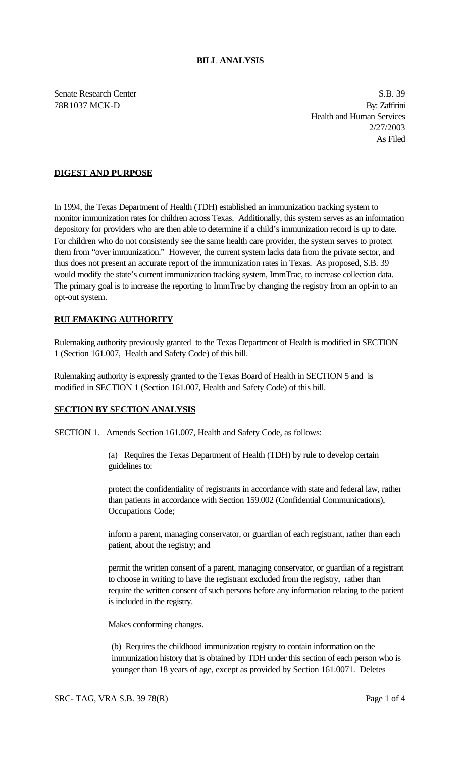## BILL ANALYSIS

Senate Research Center
78R1037 MCK-D

S.B. 39
By: Zaffirini
Health and Human Services
2/27/2003
As Filed

### DIGEST AND PURPOSE

In 1994, the Texas Department of Health (TDH) established an immunization tracking system to monitor immunization rates for children across Texas. Additionally, this system serves as an information depository for providers who are then able to determine if a child's immunization record is up to date. For children who do not consistently see the same health care provider, the system serves to protect them from "over immunization." However, the current system lacks data from the private sector, and thus does not present an accurate report of the immunization rates in Texas. As proposed, S.B. 39 would modify the state's current immunization tracking system, ImmTrac, to increase collection data. The primary goal is to increase the reporting to ImmTrac by changing the registry from an opt-in to an opt-out system.

### RULEMAKING AUTHORITY

Rulemaking authority previously granted to the Texas Department of Health is modified in SECTION 1 (Section 161.007, Health and Safety Code) of this bill.

Rulemaking authority is expressly granted to the Texas Board of Health in SECTION 5 and is modified in SECTION 1 (Section 161.007, Health and Safety Code) of this bill.

### SECTION BY SECTION ANALYSIS

SECTION 1. Amends Section 161.007, Health and Safety Code, as follows:

(a) Requires the Texas Department of Health (TDH) by rule to develop certain guidelines to:

protect the confidentiality of registrants in accordance with state and federal law, rather than patients in accordance with Section 159.002 (Confidential Communications), Occupations Code;

inform a parent, managing conservator, or guardian of each registrant, rather than each patient, about the registry; and

permit the written consent of a parent, managing conservator, or guardian of a registrant to choose in writing to have the registrant excluded from the registry, rather than require the written consent of such persons before any information relating to the patient is included in the registry.

Makes conforming changes.

(b) Requires the childhood immunization registry to contain information on the immunization history that is obtained by TDH under this section of each person who is younger than 18 years of age, except as provided by Section 161.0071. Deletes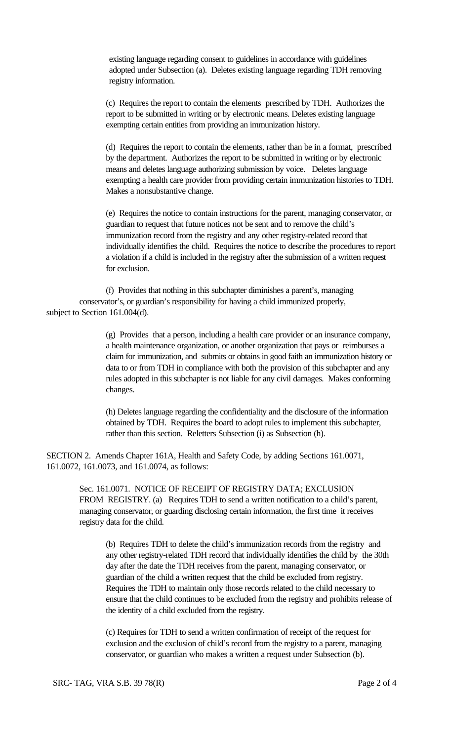existing language regarding consent to guidelines in accordance with guidelines adopted under Subsection (a). Deletes existing language regarding TDH removing registry information.

(c) Requires the report to contain the elements prescribed by TDH. Authorizes the report to be submitted in writing or by electronic means. Deletes existing language exempting certain entities from providing an immunization history.

(d) Requires the report to contain the elements, rather than be in a format, prescribed by the department. Authorizes the report to be submitted in writing or by electronic means and deletes language authorizing submission by voice. Deletes language exempting a health care provider from providing certain immunization histories to TDH. Makes a nonsubstantive change.

(e) Requires the notice to contain instructions for the parent, managing conservator, or guardian to request that future notices not be sent and to remove the child's immunization record from the registry and any other registry-related record that individually identifies the child. Requires the notice to describe the procedures to report a violation if a child is included in the registry after the submission of a written request for exclusion.

(f) Provides that nothing in this subchapter diminishes a parent's, managing conservator's, or guardian's responsibility for having a child immunized properly, subject to Section 161.004(d).

(g) Provides that a person, including a health care provider or an insurance company, a health maintenance organization, or another organization that pays or reimburses a claim for immunization, and submits or obtains in good faith an immunization history or data to or from TDH in compliance with both the provision of this subchapter and any rules adopted in this subchapter is not liable for any civil damages. Makes conforming changes.

(h) Deletes language regarding the confidentiality and the disclosure of the information obtained by TDH. Requires the board to adopt rules to implement this subchapter, rather than this section. Reletters Subsection (i) as Subsection (h).

SECTION 2. Amends Chapter 161A, Health and Safety Code, by adding Sections 161.0071, 161.0072, 161.0073, and 161.0074, as follows:

Sec. 161.0071. NOTICE OF RECEIPT OF REGISTRY DATA; EXCLUSION FROM REGISTRY. (a) Requires TDH to send a written notification to a child's parent, managing conservator, or guarding disclosing certain information, the first time it receives registry data for the child.

(b) Requires TDH to delete the child's immunization records from the registry and any other registry-related TDH record that individually identifies the child by the 30th day after the date the TDH receives from the parent, managing conservator, or guardian of the child a written request that the child be excluded from registry. Requires the TDH to maintain only those records related to the child necessary to ensure that the child continues to be excluded from the registry and prohibits release of the identity of a child excluded from the registry.

(c) Requires for TDH to send a written confirmation of receipt of the request for exclusion and the exclusion of child's record from the registry to a parent, managing conservator, or guardian who makes a written a request under Subsection (b).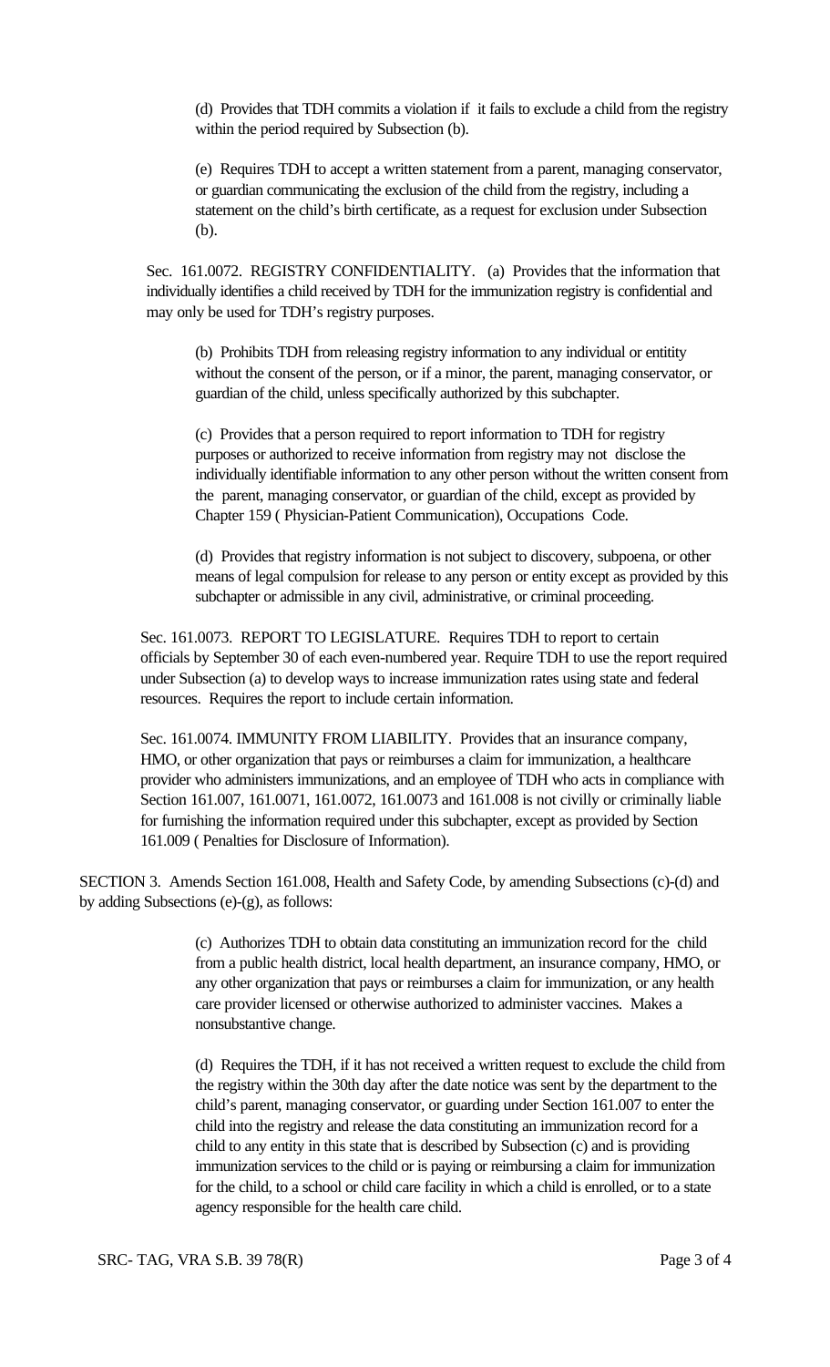(d) Provides that TDH commits a violation if it fails to exclude a child from the registry within the period required by Subsection (b).

(e) Requires TDH to accept a written statement from a parent, managing conservator, or guardian communicating the exclusion of the child from the registry, including a statement on the child's birth certificate, as a request for exclusion under Subsection (b).

Sec. 161.0072. REGISTRY CONFIDENTIALITY. (a) Provides that the information that individually identifies a child received by TDH for the immunization registry is confidential and may only be used for TDH's registry purposes.

(b) Prohibits TDH from releasing registry information to any individual or entitity without the consent of the person, or if a minor, the parent, managing conservator, or guardian of the child, unless specifically authorized by this subchapter.

(c) Provides that a person required to report information to TDH for registry purposes or authorized to receive information from registry may not disclose the individually identifiable information to any other person without the written consent from the parent, managing conservator, or guardian of the child, except as provided by Chapter 159 ( Physician-Patient Communication), Occupations Code.

(d) Provides that registry information is not subject to discovery, subpoena, or other means of legal compulsion for release to any person or entity except as provided by this subchapter or admissible in any civil, administrative, or criminal proceeding.

Sec. 161.0073. REPORT TO LEGISLATURE. Requires TDH to report to certain officials by September 30 of each even-numbered year. Require TDH to use the report required under Subsection (a) to develop ways to increase immunization rates using state and federal resources. Requires the report to include certain information.

Sec. 161.0074. IMMUNITY FROM LIABILITY. Provides that an insurance company, HMO, or other organization that pays or reimburses a claim for immunization, a healthcare provider who administers immunizations, and an employee of TDH who acts in compliance with Section 161.007, 161.0071, 161.0072, 161.0073 and 161.008 is not civilly or criminally liable for furnishing the information required under this subchapter, except as provided by Section 161.009 ( Penalties for Disclosure of Information).

SECTION 3. Amends Section 161.008, Health and Safety Code, by amending Subsections (c)-(d) and by adding Subsections (e)-(g), as follows:

(c) Authorizes TDH to obtain data constituting an immunization record for the child from a public health district, local health department, an insurance company, HMO, or any other organization that pays or reimburses a claim for immunization, or any health care provider licensed or otherwise authorized to administer vaccines. Makes a nonsubstantive change.

(d) Requires the TDH, if it has not received a written request to exclude the child from the registry within the 30th day after the date notice was sent by the department to the child's parent, managing conservator, or guarding under Section 161.007 to enter the child into the registry and release the data constituting an immunization record for a child to any entity in this state that is described by Subsection (c) and is providing immunization services to the child or is paying or reimbursing a claim for immunization for the child, to a school or child care facility in which a child is enrolled, or to a state agency responsible for the health care child.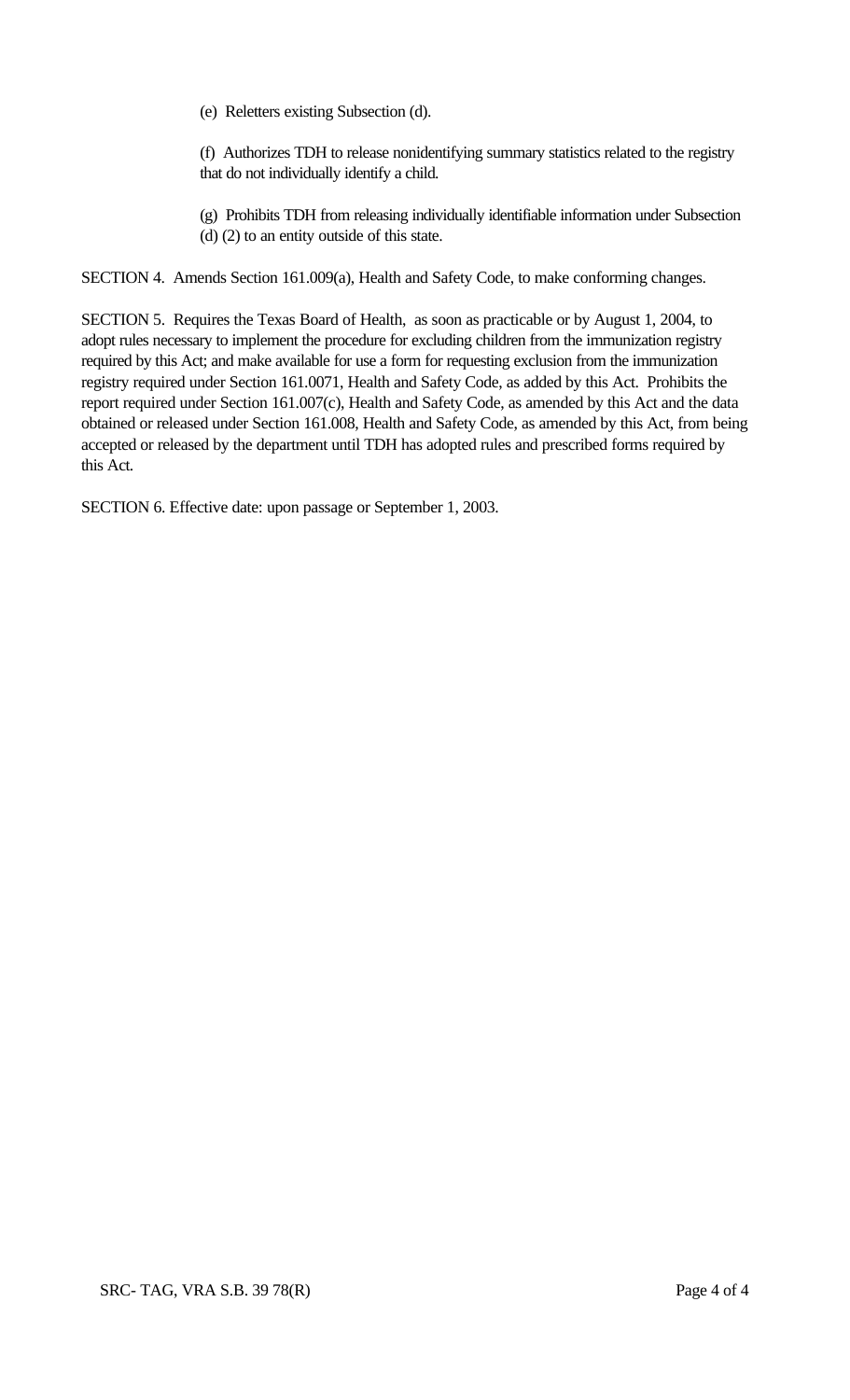(e) Reletters existing Subsection (d).

(f) Authorizes TDH to release nonidentifying summary statistics related to the registry that do not individually identify a child.

(g) Prohibits TDH from releasing individually identifiable information under Subsection (d) (2) to an entity outside of this state.

SECTION 4. Amends Section 161.009(a), Health and Safety Code, to make conforming changes.

SECTION 5. Requires the Texas Board of Health, as soon as practicable or by August 1, 2004, to adopt rules necessary to implement the procedure for excluding children from the immunization registry required by this Act; and make available for use a form for requesting exclusion from the immunization registry required under Section 161.0071, Health and Safety Code, as added by this Act. Prohibits the report required under Section 161.007(c), Health and Safety Code, as amended by this Act and the data obtained or released under Section 161.008, Health and Safety Code, as amended by this Act, from being accepted or released by the department until TDH has adopted rules and prescribed forms required by this Act.

SECTION 6. Effective date: upon passage or September 1, 2003.